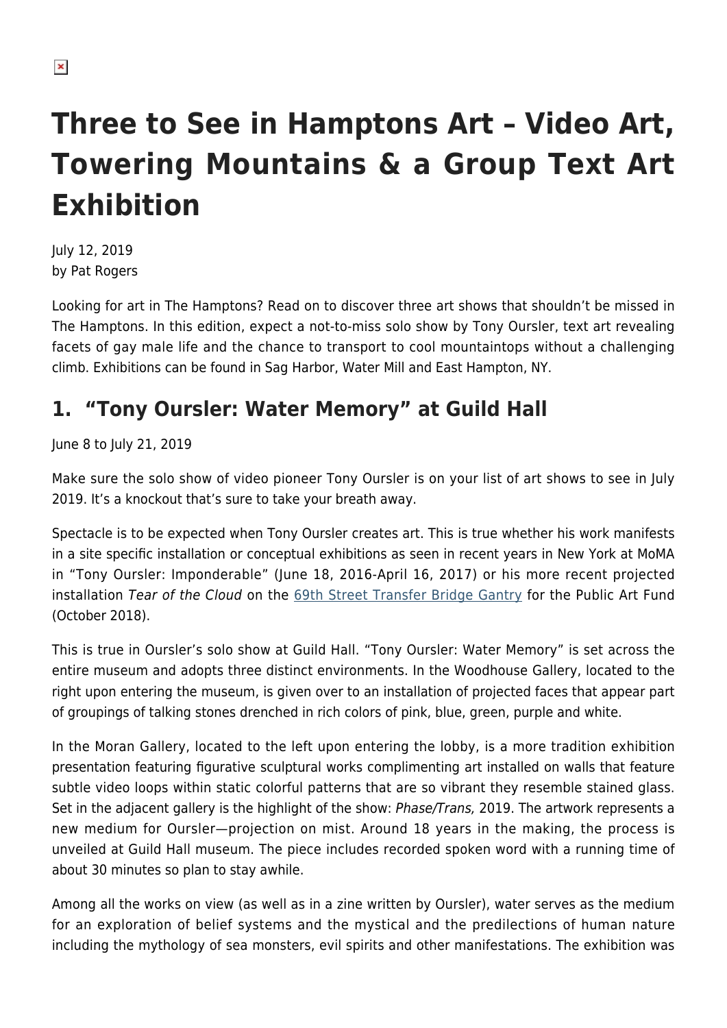# Three to See in Hamptons Art – Video Art, Towering Mountains & a Group Text Art Exhibition

July 12, 2019
by Pat Rogers

Looking for art in The Hamptons? Read on to discover three art shows that shouldn't be missed in The Hamptons. In this edition, expect a not-to-miss solo show by Tony Oursler, text art revealing facets of gay male life and the chance to transport to cool mountaintops without a challenging climb. Exhibitions can be found in Sag Harbor, Water Mill and East Hampton, NY.

## 1. "Tony Oursler: Water Memory" at Guild Hall

June 8 to July 21, 2019

Make sure the solo show of video pioneer Tony Oursler is on your list of art shows to see in July 2019. It's a knockout that's sure to take your breath away.

Spectacle is to be expected when Tony Oursler creates art. This is true whether his work manifests in a site specific installation or conceptual exhibitions as seen in recent years in New York at MoMA in "Tony Oursler: Imponderable" (June 18, 2016-April 16, 2017) or his more recent projected installation *Tear of the Cloud* on the [69th Street Transfer Bridge Gantry](#) for the Public Art Fund (October 2018).

This is true in Oursler's solo show at Guild Hall. "Tony Oursler: Water Memory" is set across the entire museum and adopts three distinct environments. In the Woodhouse Gallery, located to the right upon entering the museum, is given over to an installation of projected faces that appear part of groupings of talking stones drenched in rich colors of pink, blue, green, purple and white.

In the Moran Gallery, located to the left upon entering the lobby, is a more tradition exhibition presentation featuring figurative sculptural works complimenting art installed on walls that feature subtle video loops within static colorful patterns that are so vibrant they resemble stained glass. Set in the adjacent gallery is the highlight of the show: *Phase/Trans,* 2019. The artwork represents a new medium for Oursler—projection on mist. Around 18 years in the making, the process is unveiled at Guild Hall museum. The piece includes recorded spoken word with a running time of about 30 minutes so plan to stay awhile.

Among all the works on view (as well as in a zine written by Oursler), water serves as the medium for an exploration of belief systems and the mystical and the predilections of human nature including the mythology of sea monsters, evil spirits and other manifestations. The exhibition was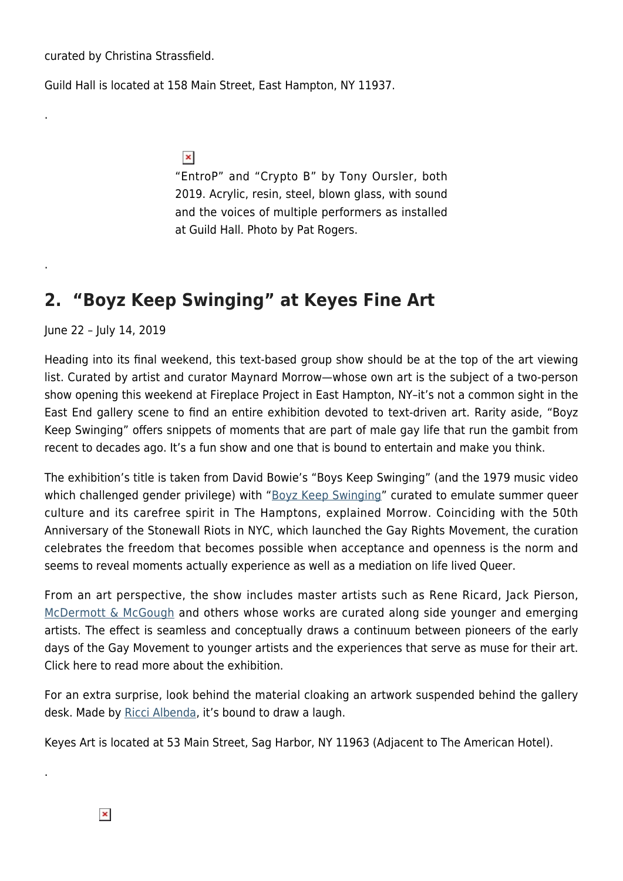curated by Christina Strassfield.

Guild Hall is located at 158 Main Street, East Hampton, NY 11937.

.

"EntroP" and "Crypto B" by Tony Oursler, both 2019. Acrylic, resin, steel, blown glass, with sound and the voices of multiple performers as installed at Guild Hall. Photo by Pat Rogers.

.

## 2. "Boyz Keep Swinging" at Keyes Fine Art

June 22 – July 14, 2019

Heading into its final weekend, this text-based group show should be at the top of the art viewing list. Curated by artist and curator Maynard Morrow—whose own art is the subject of a two-person show opening this weekend at Fireplace Project in East Hampton, NY–it's not a common sight in the East End gallery scene to find an entire exhibition devoted to text-driven art. Rarity aside, "Boyz Keep Swinging" offers snippets of moments that are part of male gay life that run the gambit from recent to decades ago. It's a fun show and one that is bound to entertain and make you think.

The exhibition's title is taken from David Bowie's "Boys Keep Swinging" (and the 1979 music video which challenged gender privilege) with "Boyz Keep Swinging" curated to emulate summer queer culture and its carefree spirit in The Hamptons, explained Morrow. Coinciding with the 50th Anniversary of the Stonewall Riots in NYC, which launched the Gay Rights Movement, the curation celebrates the freedom that becomes possible when acceptance and openness is the norm and seems to reveal moments actually experience as well as a mediation on life lived Queer.

From an art perspective, the show includes master artists such as Rene Ricard, Jack Pierson, McDermott & McGough and others whose works are curated along side younger and emerging artists. The effect is seamless and conceptually draws a continuum between pioneers of the early days of the Gay Movement to younger artists and the experiences that serve as muse for their art. Click here to read more about the exhibition.

For an extra surprise, look behind the material cloaking an artwork suspended behind the gallery desk. Made by Ricci Albenda, it's bound to draw a laugh.

Keyes Art is located at 53 Main Street, Sag Harbor, NY 11963 (Adjacent to The American Hotel).

.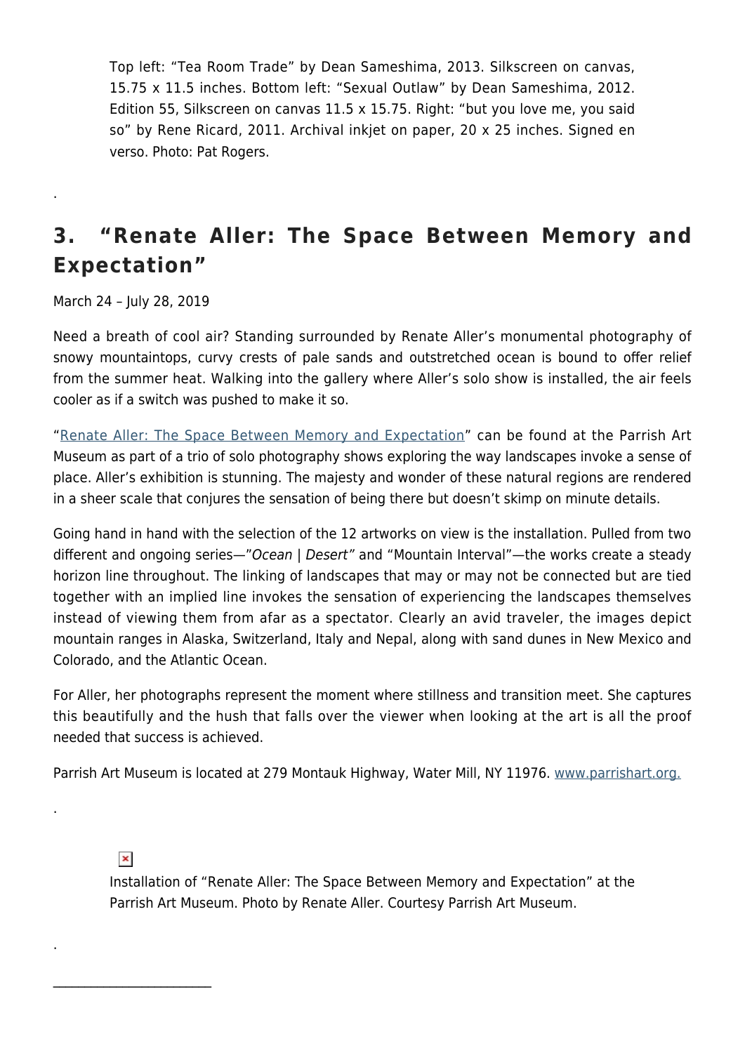Top left: "Tea Room Trade" by Dean Sameshima, 2013. Silkscreen on canvas, 15.75 x 11.5 inches. Bottom left: "Sexual Outlaw" by Dean Sameshima, 2012. Edition 55, Silkscreen on canvas 11.5 x 15.75. Right: "but you love me, you said so" by Rene Ricard, 2011. Archival inkjet on paper, 20 x 25 inches. Signed en verso. Photo: Pat Rogers.

.

## 3. "Renate Aller: The Space Between Memory and Expectation"

March 24 – July 28, 2019

Need a breath of cool air? Standing surrounded by Renate Aller's monumental photography of snowy mountaintops, curvy crests of pale sands and outstretched ocean is bound to offer relief from the summer heat. Walking into the gallery where Aller's solo show is installed, the air feels cooler as if a switch was pushed to make it so.

"Renate Aller: The Space Between Memory and Expectation" can be found at the Parrish Art Museum as part of a trio of solo photography shows exploring the way landscapes invoke a sense of place. Aller's exhibition is stunning. The majesty and wonder of these natural regions are rendered in a sheer scale that conjures the sensation of being there but doesn't skimp on minute details.

Going hand in hand with the selection of the 12 artworks on view is the installation. Pulled from two different and ongoing series—"*Ocean | Desert"* and "Mountain Interval"—the works create a steady horizon line throughout. The linking of landscapes that may or may not be connected but are tied together with an implied line invokes the sensation of experiencing the landscapes themselves instead of viewing them from afar as a spectator. Clearly an avid traveler, the images depict mountain ranges in Alaska, Switzerland, Italy and Nepal, along with sand dunes in New Mexico and Colorado, and the Atlantic Ocean.

For Aller, her photographs represent the moment where stillness and transition meet. She captures this beautifully and the hush that falls over the viewer when looking at the art is all the proof needed that success is achieved.

Parrish Art Museum is located at 279 Montauk Highway, Water Mill, NY 11976. www.parrishart.org.

.

Installation of "Renate Aller: The Space Between Memory and Expectation" at the Parrish Art Museum. Photo by Renate Aller. Courtesy Parrish Art Museum.

.

---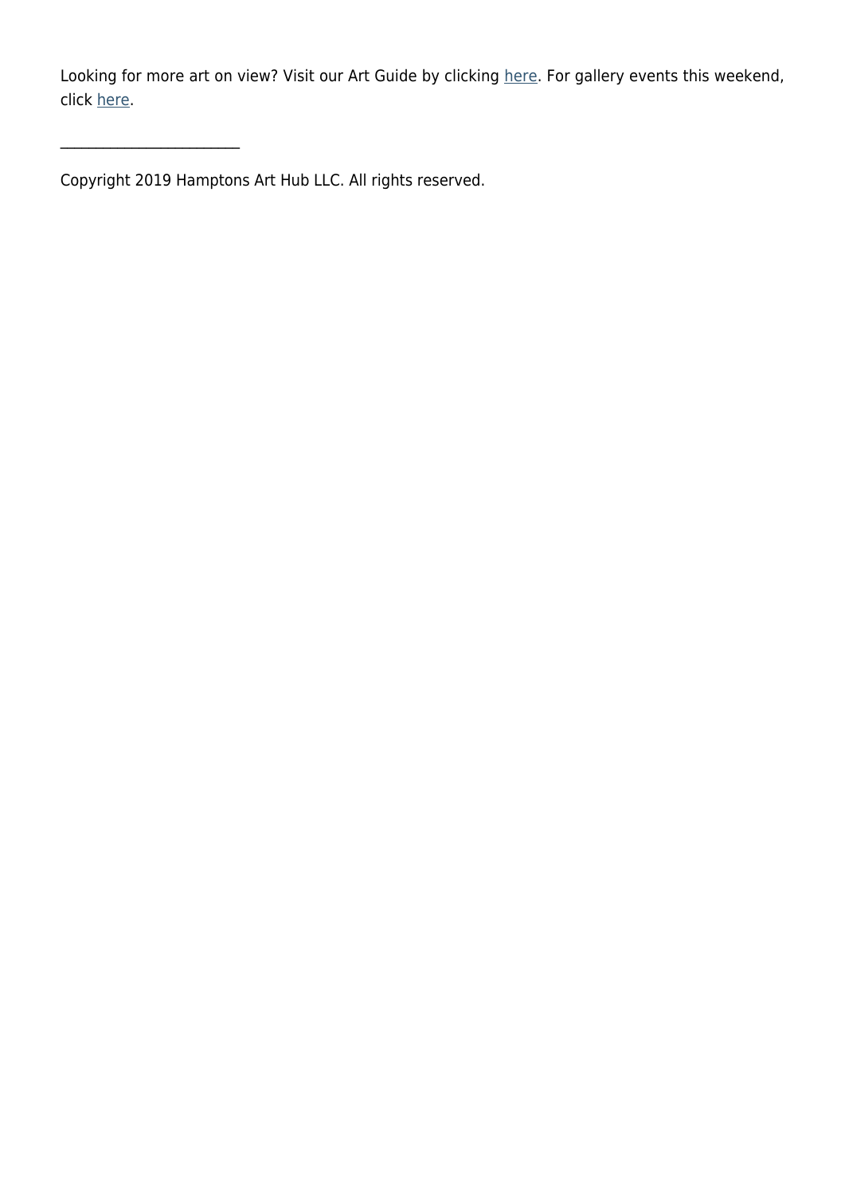Looking for more art on view? Visit our Art Guide by clicking here. For gallery events this weekend, click here.

_______________________

Copyright 2019 Hamptons Art Hub LLC. All rights reserved.